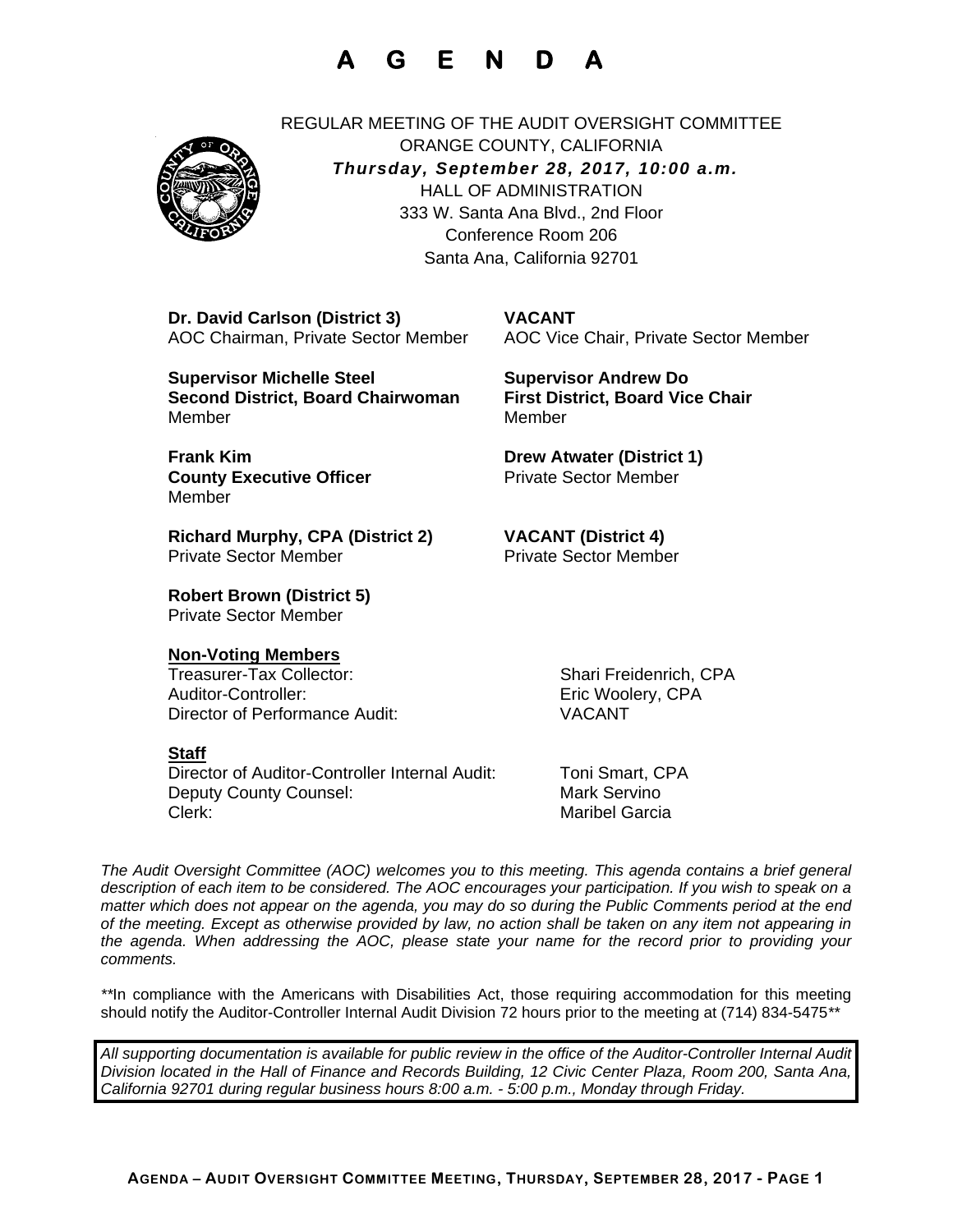# A G E N D A

REGULAR MEETING OF THE AUDIT OVERSIGHT COMMITTEE
ORANGE COUNTY, CALIFORNIA
***Thursday, September 28, 2017, 10:00 a.m.***
HALL OF ADMINISTRATION
333 W. Santa Ana Blvd., 2nd Floor
Conference Room 206
Santa Ana, California 92701

**Dr. David Carlson (District 3)**
AOC Chairman, Private Sector Member

**VACANT**
AOC Vice Chair, Private Sector Member

**Supervisor Michelle Steel**
**Second District, Board Chairwoman**
Member

**Supervisor Andrew Do**
**First District, Board Vice Chair**
Member

**Frank Kim**
**County Executive Officer**
Member

**Drew Atwater (District 1)**
Private Sector Member

**Richard Murphy, CPA (District 2)**
Private Sector Member

**VACANT (District 4)**
Private Sector Member

**Robert Brown (District 5)**
Private Sector Member

**Non-Voting Members**

| | |
|---|---|
| Treasurer-Tax Collector: | Shari Freidenrich, CPA |
| Auditor-Controller: | Eric Woolery, CPA |
| Director of Performance Audit: | VACANT |

**Staff**

| | |
|---|---|
| Director of Auditor-Controller Internal Audit: | Toni Smart, CPA |
| Deputy County Counsel: | Mark Servino |
| Clerk: | Maribel Garcia |

*The Audit Oversight Committee (AOC) welcomes you to this meeting. This agenda contains a brief general description of each item to be considered. The AOC encourages your participation. If you wish to speak on a matter which does not appear on the agenda, you may do so during the Public Comments period at the end of the meeting. Except as otherwise provided by law, no action shall be taken on any item not appearing in the agenda. When addressing the AOC, please state your name for the record prior to providing your comments.*

**In compliance with the Americans with Disabilities Act, those requiring accommodation for this meeting should notify the Auditor-Controller Internal Audit Division 72 hours prior to the meeting at (714) 834-5475**

*All supporting documentation is available for public review in the office of the Auditor-Controller Internal Audit Division located in the Hall of Finance and Records Building, 12 Civic Center Plaza, Room 200, Santa Ana, California 92701 during regular business hours 8:00 a.m. - 5:00 p.m., Monday through Friday.*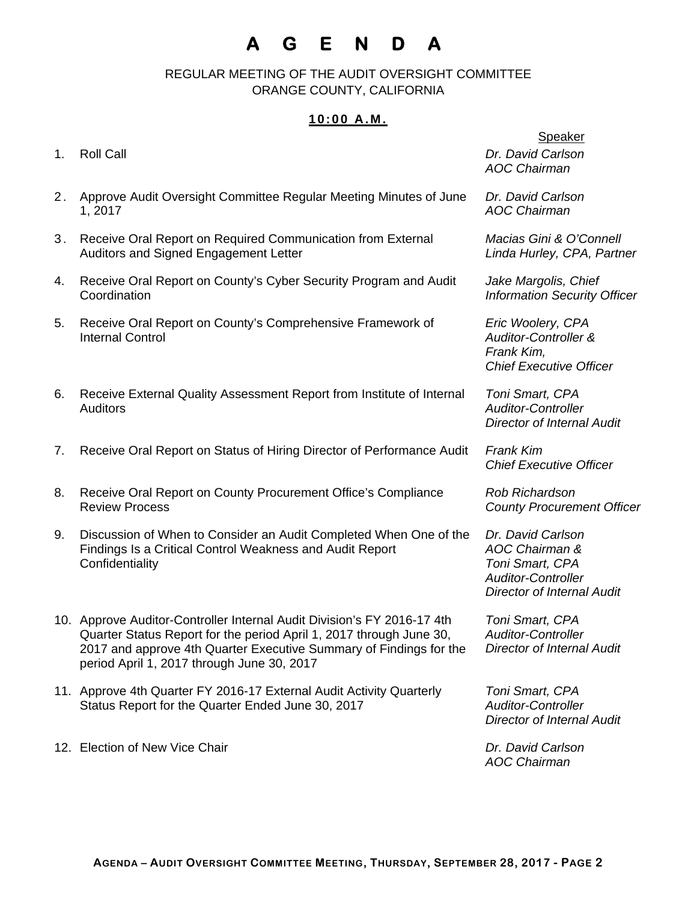# A G E N D A

REGULAR MEETING OF THE AUDIT OVERSIGHT COMMITTEE
ORANGE COUNTY, CALIFORNIA

**10:00 A.M.**

| | Item | Speaker |
|---|---|---|
| 1. | Roll Call | *Dr. David Carlson AOC Chairman* |
| 2. | Approve Audit Oversight Committee Regular Meeting Minutes of June 1, 2017 | *Dr. David Carlson AOC Chairman* |
| 3. | Receive Oral Report on Required Communication from External Auditors and Signed Engagement Letter | *Macias Gini & O'Connell Linda Hurley, CPA, Partner* |
| 4. | Receive Oral Report on County's Cyber Security Program and Audit Coordination | *Jake Margolis, Chief Information Security Officer* |
| 5. | Receive Oral Report on County's Comprehensive Framework of Internal Control | *Eric Woolery, CPA Auditor-Controller & Frank Kim, Chief Executive Officer* |
| 6. | Receive External Quality Assessment Report from Institute of Internal Auditors | *Toni Smart, CPA Auditor-Controller Director of Internal Audit* |
| 7. | Receive Oral Report on Status of Hiring Director of Performance Audit | *Frank Kim Chief Executive Officer* |
| 8. | Receive Oral Report on County Procurement Office's Compliance Review Process | *Rob Richardson County Procurement Officer* |
| 9. | Discussion of When to Consider an Audit Completed When One of the Findings Is a Critical Control Weakness and Audit Report Confidentiality | *Dr. David Carlson AOC Chairman & Toni Smart, CPA Auditor-Controller Director of Internal Audit* |
| 10. | Approve Auditor-Controller Internal Audit Division's FY 2016-17 4th Quarter Status Report for the period April 1, 2017 through June 30, 2017 and approve 4th Quarter Executive Summary of Findings for the period April 1, 2017 through June 30, 2017 | *Toni Smart, CPA Auditor-Controller Director of Internal Audit* |
| 11. | Approve 4th Quarter FY 2016-17 External Audit Activity Quarterly Status Report for the Quarter Ended June 30, 2017 | *Toni Smart, CPA Auditor-Controller Director of Internal Audit* |
| 12. | Election of New Vice Chair | *Dr. David Carlson AOC Chairman* |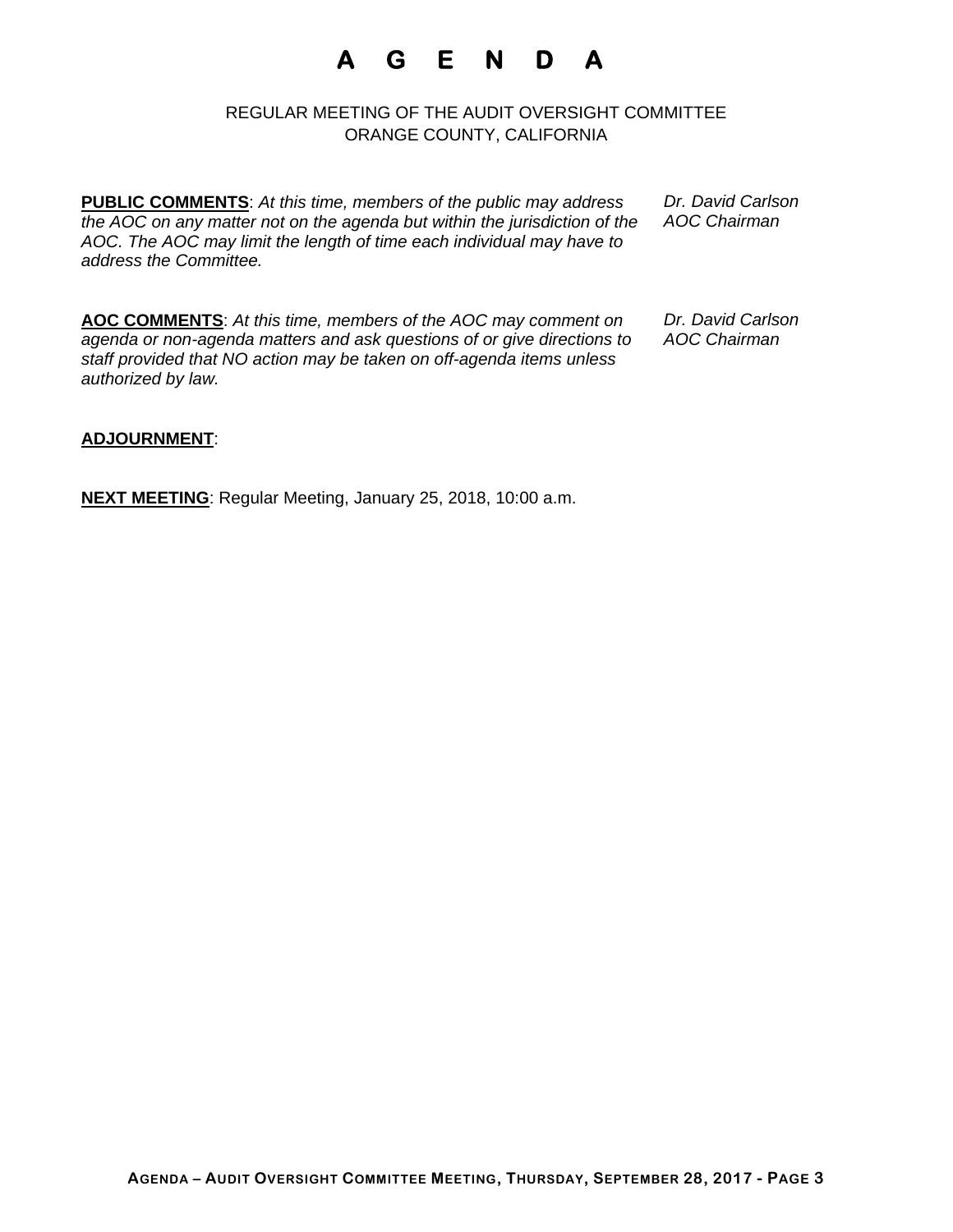# A G E N D A

REGULAR MEETING OF THE AUDIT OVERSIGHT COMMITTEE
ORANGE COUNTY, CALIFORNIA

**PUBLIC COMMENTS**: *At this time, members of the public may address the AOC on any matter not on the agenda but within the jurisdiction of the AOC. The AOC may limit the length of time each individual may have to address the Committee.*

*Dr. David Carlson*
*AOC Chairman*

**AOC COMMENTS**: *At this time, members of the AOC may comment on agenda or non-agenda matters and ask questions of or give directions to staff provided that NO action may be taken on off-agenda items unless authorized by law.*

*Dr. David Carlson*
*AOC Chairman*

**ADJOURNMENT**:

**NEXT MEETING**: Regular Meeting, January 25, 2018, 10:00 a.m.